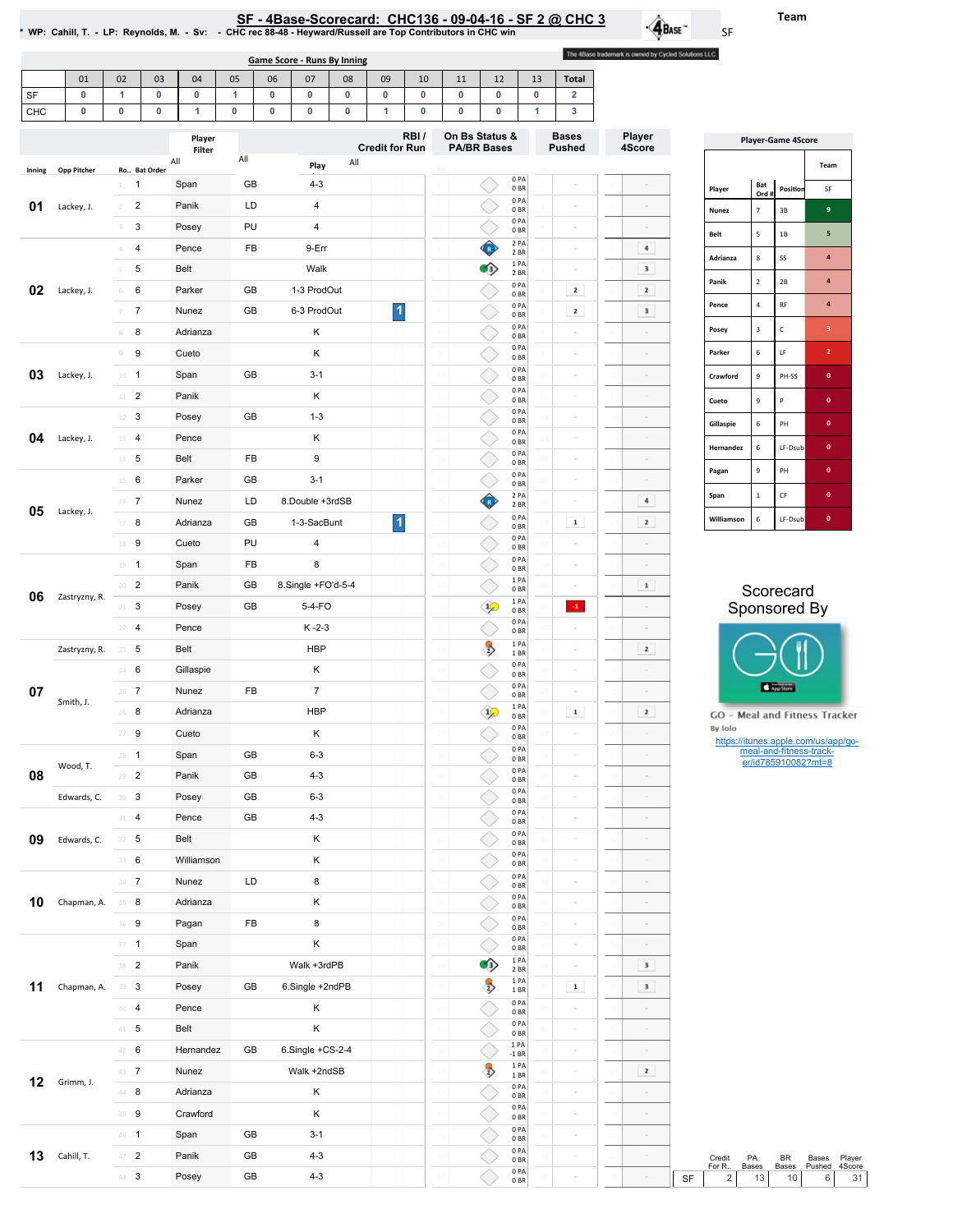# SF - 4Base-Scorecard: CHC136 - 09-04-16 - SF 2 @ CHC 3

\* WP: Cahill, T. - LP: Reynolds, M. - Sv: - CHC rec 88-48 - Heyward/Russell are Top Contributors in CHC win

Team: SF

The 4Base trademark is owned by Cycled Solutions LLC.

## Game Score - Runs By Inning

| | 01 | 02 | 03 | 04 | 05 | 06 | 07 | 08 | 09 | 10 | 11 | 12 | 13 | Total |
|---|---|---|---|---|---|---|---|---|---|---|---|---|---|---|
| SF | 0 | 1 | 0 | 0 | 1 | 0 | 0 | 0 | 0 | 0 | 0 | 0 | 0 | 2 |
| CHC | 0 | 0 | 0 | 1 | 0 | 0 | 0 | 0 | 1 | 0 | 0 | 0 | 1 | 3 |

| Inning | Opp Pitcher | Ro.. | Bat Order | Player | | Play | RBI / Credit for Run | On Bs Status & PA/BR Bases | Bases Pushed | Player 4Score |
|---|---|---|---|---|---|---|---|---|---|---|
| 01 | Lackey, J. | 1 | 1 | Span | GB | 4-3 | | 0 PA 0 BR | - | - |
| | | 2 | 2 | Panik | LD | 4 | | 0 PA 0 BR | - | - |
| | | 3 | 3 | Posey | PU | 4 | | 0 PA 0 BR | - | - |
| 02 | Lackey, J. | 4 | 4 | Pence | FB | 9-Err | | 2 PA 2 BR | - | 4 |
| | | 5 | 5 | Belt | | Walk | | 1 PA 2 BR | - | 3 |
| | | 6 | 6 | Parker | GB | 1-3 ProdOut | | 0 PA 0 BR | 2 | 2 |
| | | 7 | 7 | Nunez | GB | 6-3 ProdOut | 1 | 0 PA 0 BR | 2 | 3 |
| | | 8 | 8 | Adrianza | | K | | 0 PA 0 BR | - | - |
| 03 | Lackey, J. | 9 | 9 | Cueto | | K | | 0 PA 0 BR | - | - |
| | | 10 | 1 | Span | GB | 3-1 | | 0 PA 0 BR | - | - |
| | | 11 | 2 | Panik | | K | | 0 PA 0 BR | - | - |
| 04 | Lackey, J. | 12 | 3 | Posey | GB | 1-3 | | 0 PA 0 BR | - | - |
| | | 13 | 4 | Pence | | K | | 0 PA 0 BR | - | - |
| | | 14 | 5 | Belt | FB | 9 | | 0 PA 0 BR | - | - |
| 05 | Lackey, J. | 15 | 6 | Parker | GB | 3-1 | | 0 PA 0 BR | - | - |
| | | 16 | 7 | Nunez | LD | 8.Double +3rdSB | | 2 PA 2 BR | - | 4 |
| | | 17 | 8 | Adrianza | GB | 1-3-SacBunt | 1 | 0 PA 0 BR | 1 | 2 |
| | | 18 | 9 | Cueto | PU | 4 | | 0 PA 0 BR | - | - |
| 06 | Zastryzny, R. | 19 | 1 | Span | FB | 8 | | 0 PA 0 BR | - | - |
| | | 20 | 2 | Panik | GB | 8.Single +FO'd-5-4 | | 1 PA 0 BR | - | 1 |
| | | 21 | 3 | Posey | GB | 5-4-FO | | 1 PA 0 BR | -1 | - |
| | | 22 | 4 | Pence | | K -2-3 | | 0 PA 0 BR | - | - |
| 07 | Zastryzny, R. | 23 | 5 | Belt | | HBP | | 1 PA 1 BR | - | 2 |
| | | 24 | 6 | Gillaspie | | K | | 0 PA 0 BR | - | - |
| | Smith, J. | 25 | 7 | Nunez | FB | 7 | | 0 PA 0 BR | - | - |
| | | 26 | 8 | Adrianza | | HBP | | 1 PA 0 BR | 1 | 2 |
| | | 27 | 9 | Cueto | | K | | 0 PA 0 BR | - | - |
| 08 | Wood, T. | 28 | 1 | Span | GB | 6-3 | | 0 PA 0 BR | - | - |
| | | 29 | 2 | Panik | GB | 4-3 | | 0 PA 0 BR | - | - |
| | Edwards, C. | 30 | 3 | Posey | GB | 6-3 | | 0 PA 0 BR | - | - |
| 09 | Edwards, C. | 31 | 4 | Pence | GB | 4-3 | | 0 PA 0 BR | - | - |
| | | 32 | 5 | Belt | | K | | 0 PA 0 BR | - | - |
| | | 33 | 6 | Williamson | | K | | 0 PA 0 BR | - | - |
| 10 | Chapman, A. | 34 | 7 | Nunez | LD | 8 | | 0 PA 0 BR | - | - |
| | | 35 | 8 | Adrianza | | K | | 0 PA 0 BR | - | - |
| | | 36 | 9 | Pagan | FB | 8 | | 0 PA 0 BR | - | - |
| 11 | Chapman, A. | 37 | 1 | Span | | K | | 0 PA 0 BR | - | - |
| | | 38 | 2 | Panik | | Walk +3rdPB | | 1 PA 2 BR | - | 3 |
| | | 39 | 3 | Posey | GB | 6.Single +2ndPB | | 1 PA 1 BR | 1 | 3 |
| | | 40 | 4 | Pence | | K | | 0 PA 0 BR | - | - |
| | | 41 | 5 | Belt | | K | | 0 PA 0 BR | - | - |
| 12 | Grimm, J. | 42 | 6 | Hernandez | GB | 6.Single +CS-2-4 | | 1 PA -1 BR | - | - |
| | | 43 | 7 | Nunez | | Walk +2ndSB | | 1 PA 1 BR | - | 2 |
| | | 44 | 8 | Adrianza | | K | | 0 PA 0 BR | - | - |
| | | 45 | 9 | Crawford | | K | | 0 PA 0 BR | - | - |
| 13 | Cahill, T. | 46 | 1 | Span | GB | 3-1 | | 0 PA 0 BR | - | - |
| | | 47 | 2 | Panik | GB | 4-3 | | 0 PA 0 BR | - | - |
| | | 48 | 3 | Posey | GB | 4-3 | | 0 PA 0 BR | - | - |

| | Credit For R.. | PA Bases | BR Bases | Bases Pushed | Player 4Score |
|---|---|---|---|---|---|
| SF | 2 | 13 | 10 | 6 | 31 |

## Player-Game 4Score

| Player | Bat Ord # | Position | SF |
|---|---|---|---|
| Nunez | 7 | 3B | 9 |
| Belt | 5 | 1B | 5 |
| Adrianza | 8 | SS | 4 |
| Panik | 2 | 2B | 4 |
| Pence | 4 | RF | 4 |
| Posey | 3 | C | 3 |
| Parker | 6 | LF | 2 |
| Crawford | 9 | PH-SS | 0 |
| Cueto | 9 | P | 0 |
| Gillaspie | 6 | PH | 0 |
| Hernandez | 6 | LF-Dsub | 0 |
| Pagan | 9 | PH | 0 |
| Span | 1 | CF | 0 |
| Williamson | 6 | LF-Dsub | 0 |

Scorecard Sponsored By

GO - Meal and Fitness Tracker
By Iolo
https://itunes.apple.com/us/app/go-meal-and-fitness-track-er/id785910082?mt=8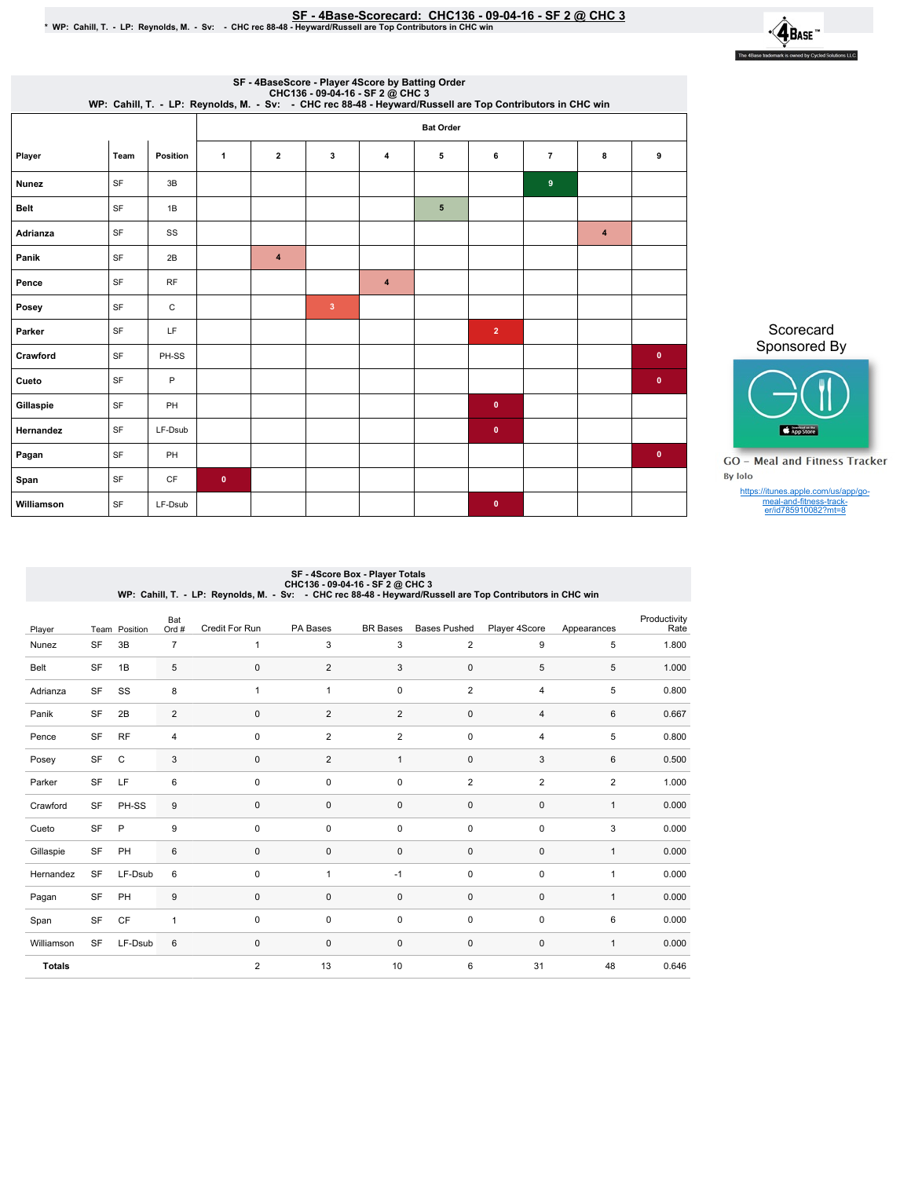# SF - 4Base-Scorecard: CHC136 - 09-04-16 - SF 2 @ CHC 3

\* WP: Cahill, T. - LP: Reynolds, M. - Sv: - CHC rec 88-48 - Heyward/Russell are Top Contributors in CHC win

The 4Base trademark is owned by Cycled Solutions LLC.

## SF - 4BaseScore - Player 4Score by Batting Order

CHC136 - 09-04-16 - SF 2 @ CHC 3

WP: Cahill, T. - LP: Reynolds, M. - Sv: - CHC rec 88-48 - Heyward/Russell are Top Contributors in CHC win

| Player | Team | Position | Bat Order 1 | 2 | 3 | 4 | 5 | 6 | 7 | 8 | 9 |
|---|---|---|---|---|---|---|---|---|---|---|---|
| Nunez | SF | 3B | | | | | | | 9 | | |
| Belt | SF | 1B | | | | | 5 | | | | |
| Adrianza | SF | SS | | | | | | | | 4 | |
| Panik | SF | 2B | | 4 | | | | | | | |
| Pence | SF | RF | | | | 4 | | | | | |
| Posey | SF | C | | | 3 | | | | | | |
| Parker | SF | LF | | | | | | 2 | | | |
| Crawford | SF | PH-SS | | | | | | | | | 0 |
| Cueto | SF | P | | | | | | | | | 0 |
| Gillaspie | SF | PH | | | | | | 0 | | | |
| Hernandez | SF | LF-Dsub | | | | | | 0 | | | |
| Pagan | SF | PH | | | | | | | | | 0 |
| Span | SF | CF | 0 | | | | | | | | |
| Williamson | SF | LF-Dsub | | | | | | 0 | | | |

Scorecard Sponsored By

GO - Meal and Fitness Tracker

By Iolo

https://itunes.apple.com/us/app/go-meal-and-fitness-track-er/id785910082?mt=8

## SF - 4Score Box - Player Totals

CHC136 - 09-04-16 - SF 2 @ CHC 3

WP: Cahill, T. - LP: Reynolds, M. - Sv: - CHC rec 88-48 - Heyward/Russell are Top Contributors in CHC win

| Player | Team | Position | Bat Ord # | Credit For Run | PA Bases | BR Bases | Bases Pushed | Player 4Score | Appearances | Productivity Rate |
|---|---|---|---|---|---|---|---|---|---|---|
| Nunez | SF | 3B | 7 | 1 | 3 | 3 | 2 | 9 | 5 | 1.800 |
| Belt | SF | 1B | 5 | 0 | 2 | 3 | 0 | 5 | 5 | 1.000 |
| Adrianza | SF | SS | 8 | 1 | 1 | 0 | 2 | 4 | 5 | 0.800 |
| Panik | SF | 2B | 2 | 0 | 2 | 2 | 0 | 4 | 6 | 0.667 |
| Pence | SF | RF | 4 | 0 | 2 | 2 | 0 | 4 | 5 | 0.800 |
| Posey | SF | C | 3 | 0 | 2 | 1 | 0 | 3 | 6 | 0.500 |
| Parker | SF | LF | 6 | 0 | 0 | 0 | 2 | 2 | 2 | 1.000 |
| Crawford | SF | PH-SS | 9 | 0 | 0 | 0 | 0 | 0 | 1 | 0.000 |
| Cueto | SF | P | 9 | 0 | 0 | 0 | 0 | 0 | 3 | 0.000 |
| Gillaspie | SF | PH | 6 | 0 | 0 | 0 | 0 | 0 | 1 | 0.000 |
| Hernandez | SF | LF-Dsub | 6 | 0 | 1 | -1 | 0 | 0 | 1 | 0.000 |
| Pagan | SF | PH | 9 | 0 | 0 | 0 | 0 | 0 | 1 | 0.000 |
| Span | SF | CF | 1 | 0 | 0 | 0 | 0 | 0 | 6 | 0.000 |
| Williamson | SF | LF-Dsub | 6 | 0 | 0 | 0 | 0 | 0 | 1 | 0.000 |
| **Totals** | | | | 2 | 13 | 10 | 6 | 31 | 48 | 0.646 |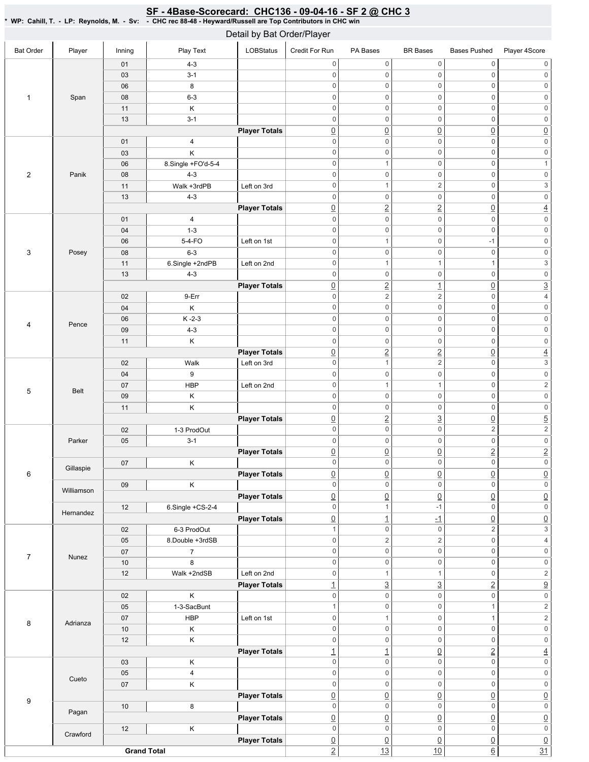# SF - 4Base-Scorecard: CHC136 - 09-04-16 - SF 2 @ CHC 3

**\* WP: Cahill, T. - LP: Reynolds, M. - Sv: - CHC rec 88-48 - Heyward/Russell are Top Contributors in CHC win**

## Detail by Bat Order/Player

| Bat Order | Player | Inning | Play Text | LOBStatus | Credit For Run | PA Bases | BR Bases | Bases Pushed | Player 4Score |
|---|---|---|---|---|---|---|---|---|---|
| 1 | Span | 01 | 4-3 | | 0 | 0 | 0 | 0 | 0 |
| | | 03 | 3-1 | | 0 | 0 | 0 | 0 | 0 |
| | | 06 | 8 | | 0 | 0 | 0 | 0 | 0 |
| | | 08 | 6-3 | | 0 | 0 | 0 | 0 | 0 |
| | | 11 | K | | 0 | 0 | 0 | 0 | 0 |
| | | 13 | 3-1 | | 0 | 0 | 0 | 0 | 0 |
| | | | | **Player Totals** | 0 | 0 | 0 | 0 | 0 |
| 2 | Panik | 01 | 4 | | 0 | 0 | 0 | 0 | 0 |
| | | 03 | K | | 0 | 0 | 0 | 0 | 0 |
| | | 06 | 8.Single +FO'd-5-4 | | 0 | 1 | 0 | 0 | 1 |
| | | 08 | 4-3 | | 0 | 0 | 0 | 0 | 0 |
| | | 11 | Walk +3rdPB | Left on 3rd | 0 | 1 | 2 | 0 | 3 |
| | | 13 | 4-3 | | 0 | 0 | 0 | 0 | 0 |
| | | | | **Player Totals** | 0 | 2 | 2 | 0 | 4 |
| 3 | Posey | 01 | 4 | | 0 | 0 | 0 | 0 | 0 |
| | | 04 | 1-3 | | 0 | 0 | 0 | 0 | 0 |
| | | 06 | 5-4-FO | Left on 1st | 0 | 1 | 0 | -1 | 0 |
| | | 08 | 6-3 | | 0 | 0 | 0 | 0 | 0 |
| | | 11 | 6.Single +2ndPB | Left on 2nd | 0 | 1 | 1 | 1 | 3 |
| | | 13 | 4-3 | | 0 | 0 | 0 | 0 | 0 |
| | | | | **Player Totals** | 0 | 2 | 1 | 0 | 3 |
| 4 | Pence | 02 | 9-Err | | 0 | 2 | 2 | 0 | 4 |
| | | 04 | K | | 0 | 0 | 0 | 0 | 0 |
| | | 06 | K -2-3 | | 0 | 0 | 0 | 0 | 0 |
| | | 09 | 4-3 | | 0 | 0 | 0 | 0 | 0 |
| | | 11 | K | | 0 | 0 | 0 | 0 | 0 |
| | | | | **Player Totals** | 0 | 2 | 2 | 0 | 4 |
| 5 | Belt | 02 | Walk | Left on 3rd | 0 | 1 | 2 | 0 | 3 |
| | | 04 | 9 | | 0 | 0 | 0 | 0 | 0 |
| | | 07 | HBP | Left on 2nd | 0 | 1 | 1 | 0 | 2 |
| | | 09 | K | | 0 | 0 | 0 | 0 | 0 |
| | | 11 | K | | 0 | 0 | 0 | 0 | 0 |
| | | | | **Player Totals** | 0 | 2 | 3 | 0 | 5 |
| 6 | Parker | 02 | 1-3 ProdOut | | 0 | 0 | 0 | 2 | 2 |
| | | 05 | 3-1 | | 0 | 0 | 0 | 0 | 0 |
| | | | | **Player Totals** | 0 | 0 | 0 | 2 | 2 |
| | Gillaspie | 07 | K | | 0 | 0 | 0 | 0 | 0 |
| | | | | **Player Totals** | 0 | 0 | 0 | 0 | 0 |
| | Williamson | 09 | K | | 0 | 0 | 0 | 0 | 0 |
| | | | | **Player Totals** | 0 | 0 | 0 | 0 | 0 |
| | Hernandez | 12 | 6.Single +CS-2-4 | | 0 | 1 | -1 | 0 | 0 |
| | | | | **Player Totals** | 0 | 1 | -1 | 0 | 0 |
| 7 | Nunez | 02 | 6-3 ProdOut | | 1 | 0 | 0 | 2 | 3 |
| | | 05 | 8.Double +3rdSB | | 0 | 2 | 2 | 0 | 4 |
| | | 07 | 7 | | 0 | 0 | 0 | 0 | 0 |
| | | 10 | 8 | | 0 | 0 | 0 | 0 | 0 |
| | | 12 | Walk +2ndSB | Left on 2nd | 0 | 1 | 1 | 0 | 2 |
| | | | | **Player Totals** | 1 | 3 | 3 | 2 | 9 |
| 8 | Adrianza | 02 | K | | 0 | 0 | 0 | 0 | 0 |
| | | 05 | 1-3-SacBunt | | 1 | 0 | 0 | 1 | 2 |
| | | 07 | HBP | Left on 1st | 0 | 1 | 0 | 1 | 2 |
| | | 10 | K | | 0 | 0 | 0 | 0 | 0 |
| | | 12 | K | | 0 | 0 | 0 | 0 | 0 |
| | | | | **Player Totals** | 1 | 1 | 0 | 2 | 4 |
| 9 | Cueto | 03 | K | | 0 | 0 | 0 | 0 | 0 |
| | | 05 | 4 | | 0 | 0 | 0 | 0 | 0 |
| | | 07 | K | | 0 | 0 | 0 | 0 | 0 |
| | | | | **Player Totals** | 0 | 0 | 0 | 0 | 0 |
| | Pagan | 10 | 8 | | 0 | 0 | 0 | 0 | 0 |
| | | | | **Player Totals** | 0 | 0 | 0 | 0 | 0 |
| | Crawford | 12 | K | | 0 | 0 | 0 | 0 | 0 |
| | | | | **Player Totals** | 0 | 0 | 0 | 0 | 0 |
| **Grand Total** | | | | | 2 | 13 | 10 | 6 | 31 |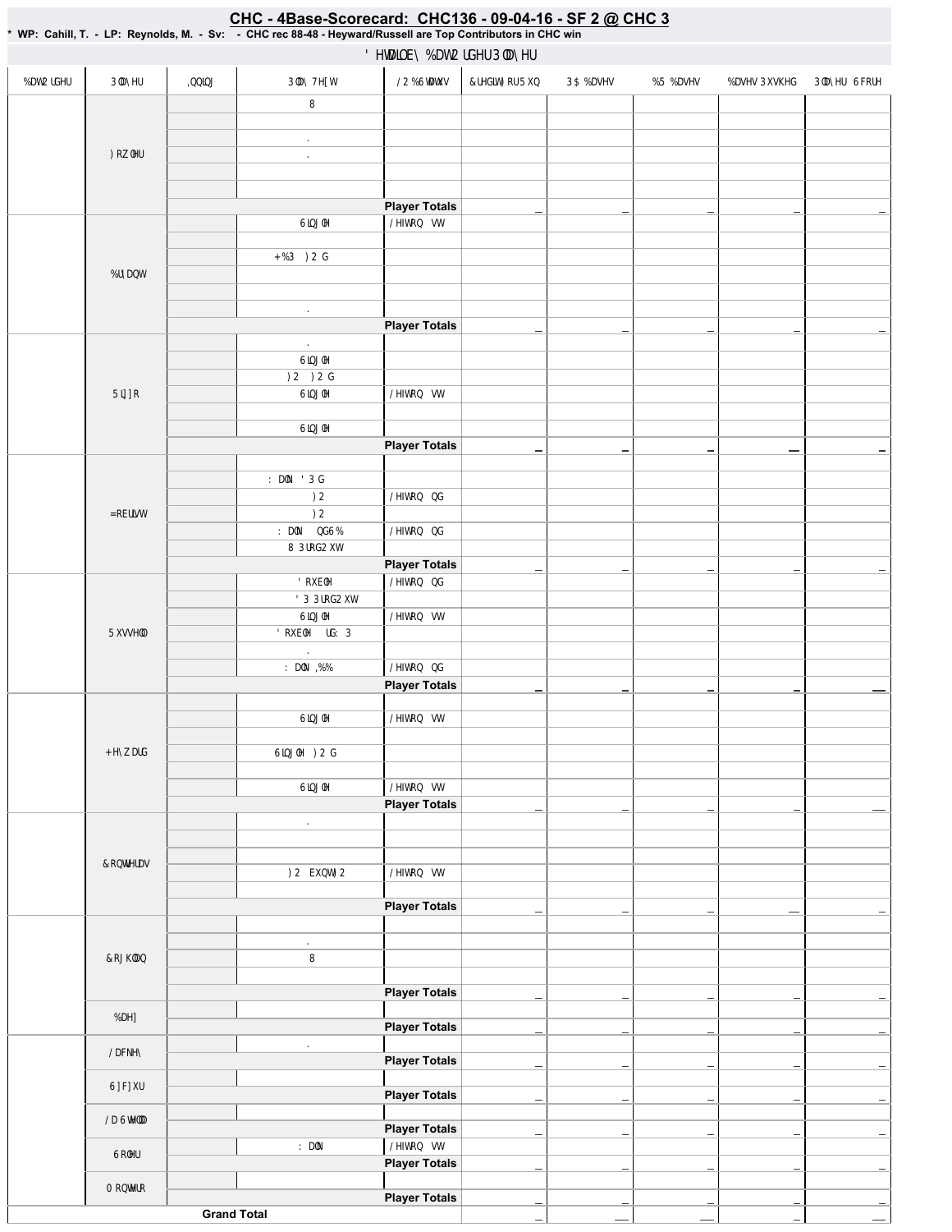## CHC - 4Base-Scorecard: CHC136 - 09-04-16 - SF 2 @ CHC 3

**\* WP: Cahill, T. - LP: Reynolds, M. - Sv: - CHC rec 88-48 - Heyward/Russell are Top Contributors in CHC win**

### Detailed Bat Order Player

| Bat Order | Player | Inning | Play Text | LOB Status | Credit For Run | PA Bases | BR Bases | Bases Pushed | Player Score |
|---|---|---|---|---|---|---|---|---|---|
| | Fowler | | U | | | | | | |
| | | | | | | | | | |
| | | | K | | | | | | |
| | | | K | | | | | | |
| | | | | | | | | | |
| | | | | | | | | | |
| | | | | **Player Totals** | _ | _ | _ | _ | _ |
| | Bryant | | Single | LeftOn st | | | | | |
| | | | | | | | | | |
| | | | HBP FOd | | | | | | |
| | | | | | | | | | |
| | | | | | | | | | |
| | | | K | | | | | | |
| | | | | **Player Totals** | _ | _ | _ | _ | _ |
| | Rizzo | | K | | | | | | |
| | | | Single | | | | | | |
| | | | FO FOd | | | | | | |
| | | | Single | LeftOn st | | | | | |
| | | | | | | | | | |
| | | | Single | | | | | | |
| | | | | **Player Totals** | _ | _ | _ | _ | _ |
| | Zobrist | | | | | | | | |
| | | | Walk DPd | | | | | | |
| | | | FO | LeftOn nd | | | | | |
| | | | FO | | | | | | |
| | | | Walk ndSB | LeftOn nd | | | | | |
| | | | U ProdOut | | | | | | |
| | | | | **Player Totals** | _ | _ | _ | _ | _ |
| | Russell | | Double | LeftOn nd | | | | | |
| | | | DP ProdOut | | | | | | |
| | | | Single | LeftOn st | | | | | |
| | | | Double rdWP | | | | | | |
| | | | K | | | | | | |
| | | | Walk IBB | LeftOn nd | | | | | |
| | | | | **Player Totals** | _ | _ | _ | _ | _ |
| | Heyward | | | | | | | | |
| | | | Single | LeftOn st | | | | | |
| | | | | | | | | | |
| | | | Single FOd | | | | | | |
| | | | | | | | | | |
| | | | Single | LeftOn st | | | | | |
| | | | | **Player Totals** | _ | _ | _ | _ | _ |
| | Contreras | | K | | | | | | |
| | | | | | | | | | |
| | | | | | | | | | |
| | | | FO buntO | LeftOn st | | | | | |
| | | | | | | | | | |
| | | | | **Player Totals** | _ | _ | _ | _ | _ |
| | Coghlan | | | | | | | | |
| | | | K | | | | | | |
| | | | U | | | | | | |
| | | | | | | | | | |
| | | | | **Player Totals** | _ | _ | _ | _ | _ |
| | Baez | | | | | | | | |
| | | | | **Player Totals** | _ | _ | _ | _ | _ |
| | Lackey | | K | | | | | | |
| | | | | **Player Totals** | _ | _ | _ | _ | _ |
| | Szczur | | | | | | | | |
| | | | | **Player Totals** | _ | _ | _ | _ | _ |
| | La Stella | | | | | | | | |
| | | | | **Player Totals** | _ | _ | _ | _ | _ |
| | Soler | | Walk | LeftOn st | | | | | |
| | | | | **Player Totals** | _ | _ | _ | _ | _ |
| | Montero | | | | | | | | |
| | | | | **Player Totals** | _ | _ | _ | _ | _ |
| **Grand Total** | | | | | _ | _ | _ | _ | _ |